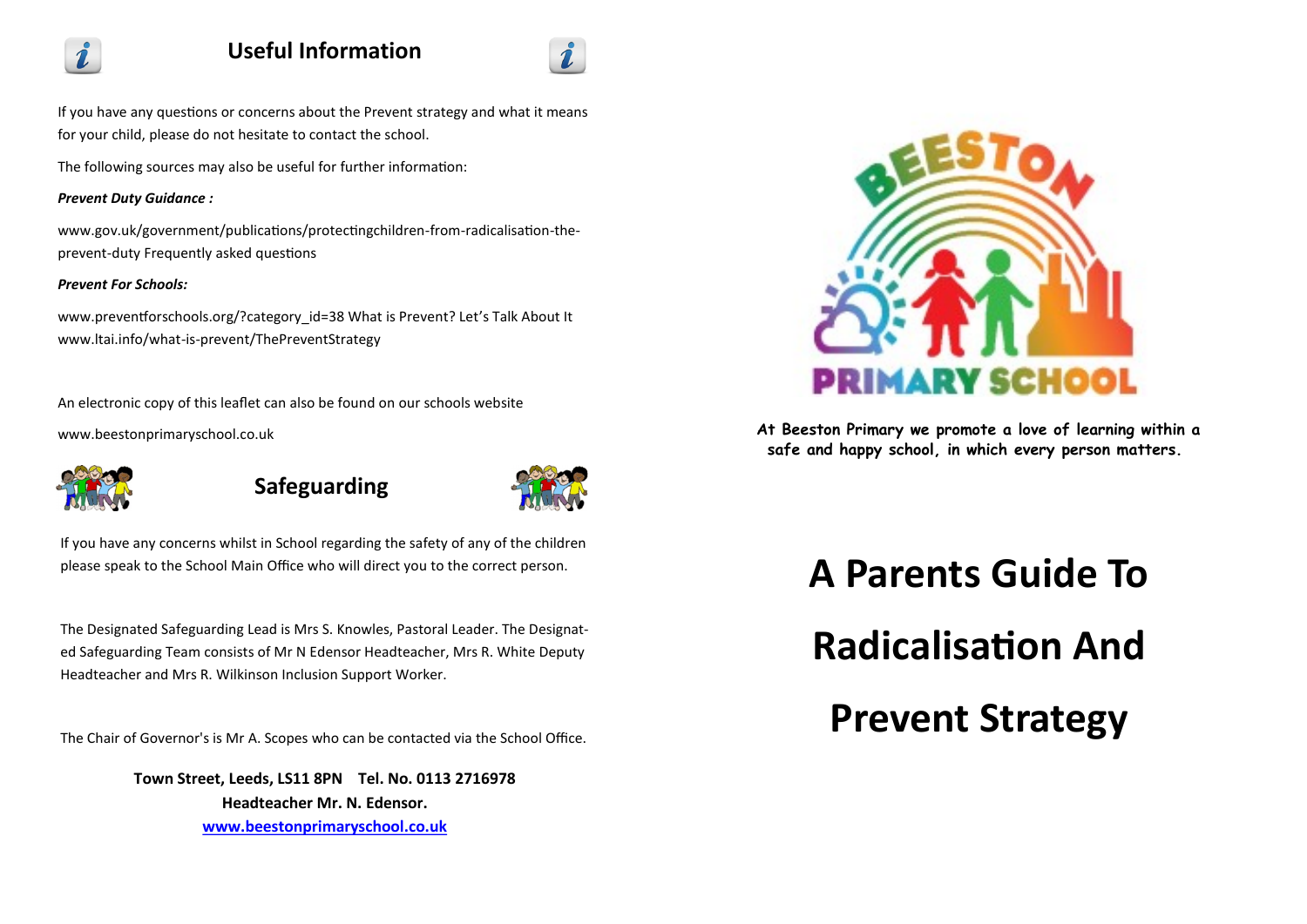## Useful Information

If you have any questions or concerns about the Prevent strategy and what it means for your child, please do not hesitate to contact the school.

The following sources may also be useful for further information:

***Prevent Duty Guidance :***

www.gov.uk/government/publications/protectingchildren-from-radicalisation-the-prevent-duty Frequently asked questions

***Prevent For Schools:***

www.preventforschools.org/?category_id=38 What is Prevent? Let's Talk About It www.ltai.info/what-is-prevent/ThePreventStrategy

An electronic copy of this leaflet can also be found on our schools website

www.beestonprimaryschool.co.uk

## Safeguarding

If you have any concerns whilst in School regarding the safety of any of the children please speak to the School Main Office who will direct you to the correct person.

The Designated Safeguarding Lead is Mrs S. Knowles, Pastoral Leader. The Designated Safeguarding Team consists of Mr N Edensor Headteacher, Mrs R. White Deputy Headteacher and Mrs R. Wilkinson Inclusion Support Worker.

The Chair of Governor's is Mr A. Scopes who can be contacted via the School Office.

**Town Street, Leeds, LS11 8PN Tel. No. 0113 2716978**
**Headteacher Mr. N. Edensor.**
**www.beestonprimaryschool.co.uk**

BEESTON PRIMARY SCHOOL

**At Beeston Primary we promote a love of learning within a safe and happy school, in which every person matters.**

# A Parents Guide To Radicalisation And Prevent Strategy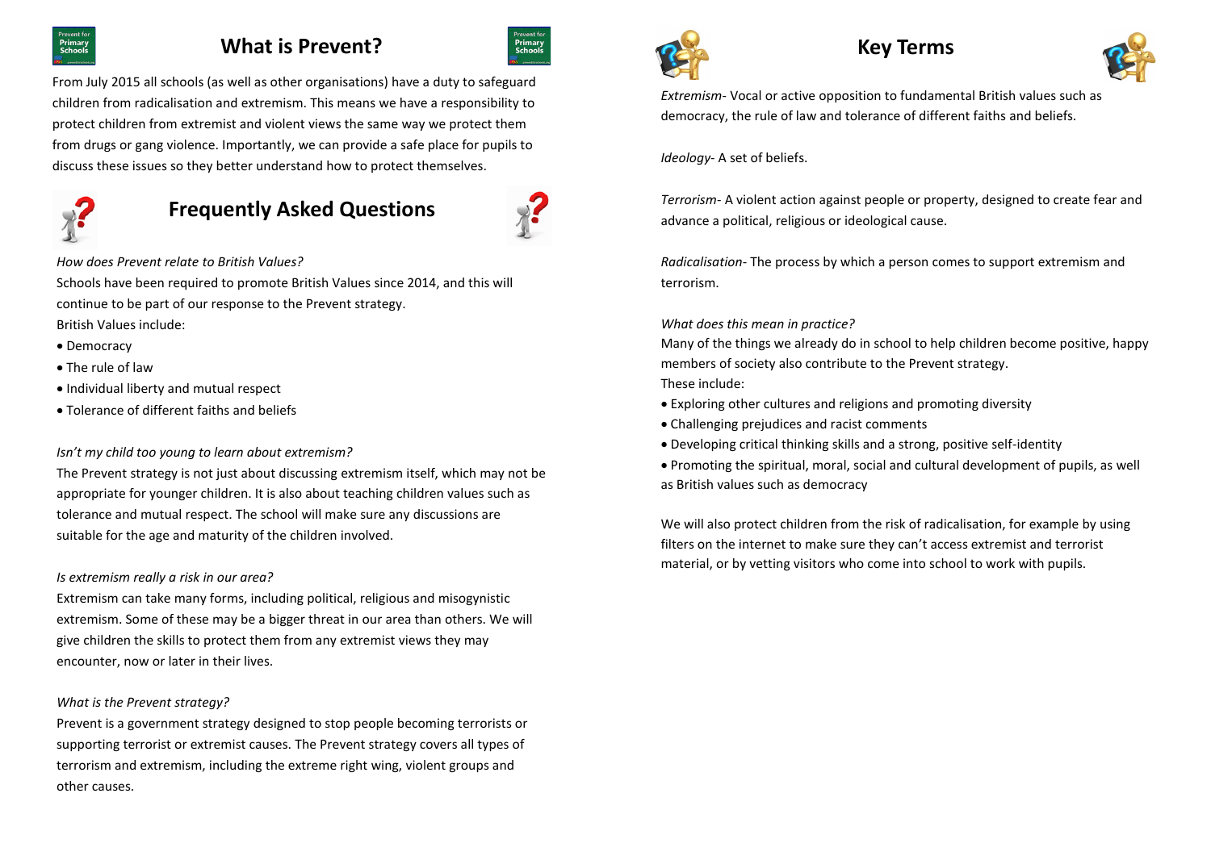## What is Prevent?

From July 2015 all schools (as well as other organisations) have a duty to safeguard children from radicalisation and extremism. This means we have a responsibility to protect children from extremist and violent views the same way we protect them from drugs or gang violence. Importantly, we can provide a safe place for pupils to discuss these issues so they better understand how to protect themselves.

## Frequently Asked Questions

*How does Prevent relate to British Values?*

Schools have been required to promote British Values since 2014, and this will continue to be part of our response to the Prevent strategy.

British Values include:

- Democracy
- The rule of law
- Individual liberty and mutual respect
- Tolerance of different faiths and beliefs

*Isn't my child too young to learn about extremism?*

The Prevent strategy is not just about discussing extremism itself, which may not be appropriate for younger children. It is also about teaching children values such as tolerance and mutual respect. The school will make sure any discussions are suitable for the age and maturity of the children involved.

*Is extremism really a risk in our area?*

Extremism can take many forms, including political, religious and misogynistic extremism. Some of these may be a bigger threat in our area than others. We will give children the skills to protect them from any extremist views they may encounter, now or later in their lives.

*What is the Prevent strategy?*

Prevent is a government strategy designed to stop people becoming terrorists or supporting terrorist or extremist causes. The Prevent strategy covers all types of terrorism and extremism, including the extreme right wing, violent groups and other causes.

## Key Terms

*Extremism*- Vocal or active opposition to fundamental British values such as democracy, the rule of law and tolerance of different faiths and beliefs.

*Ideology*- A set of beliefs.

*Terrorism*- A violent action against people or property, designed to create fear and advance a political, religious or ideological cause.

*Radicalisation*- The process by which a person comes to support extremism and terrorism.

*What does this mean in practice?*

Many of the things we already do in school to help children become positive, happy members of society also contribute to the Prevent strategy.

These include:

- Exploring other cultures and religions and promoting diversity
- Challenging prejudices and racist comments
- Developing critical thinking skills and a strong, positive self-identity
- Promoting the spiritual, moral, social and cultural development of pupils, as well as British values such as democracy

We will also protect children from the risk of radicalisation, for example by using filters on the internet to make sure they can't access extremist and terrorist material, or by vetting visitors who come into school to work with pupils.